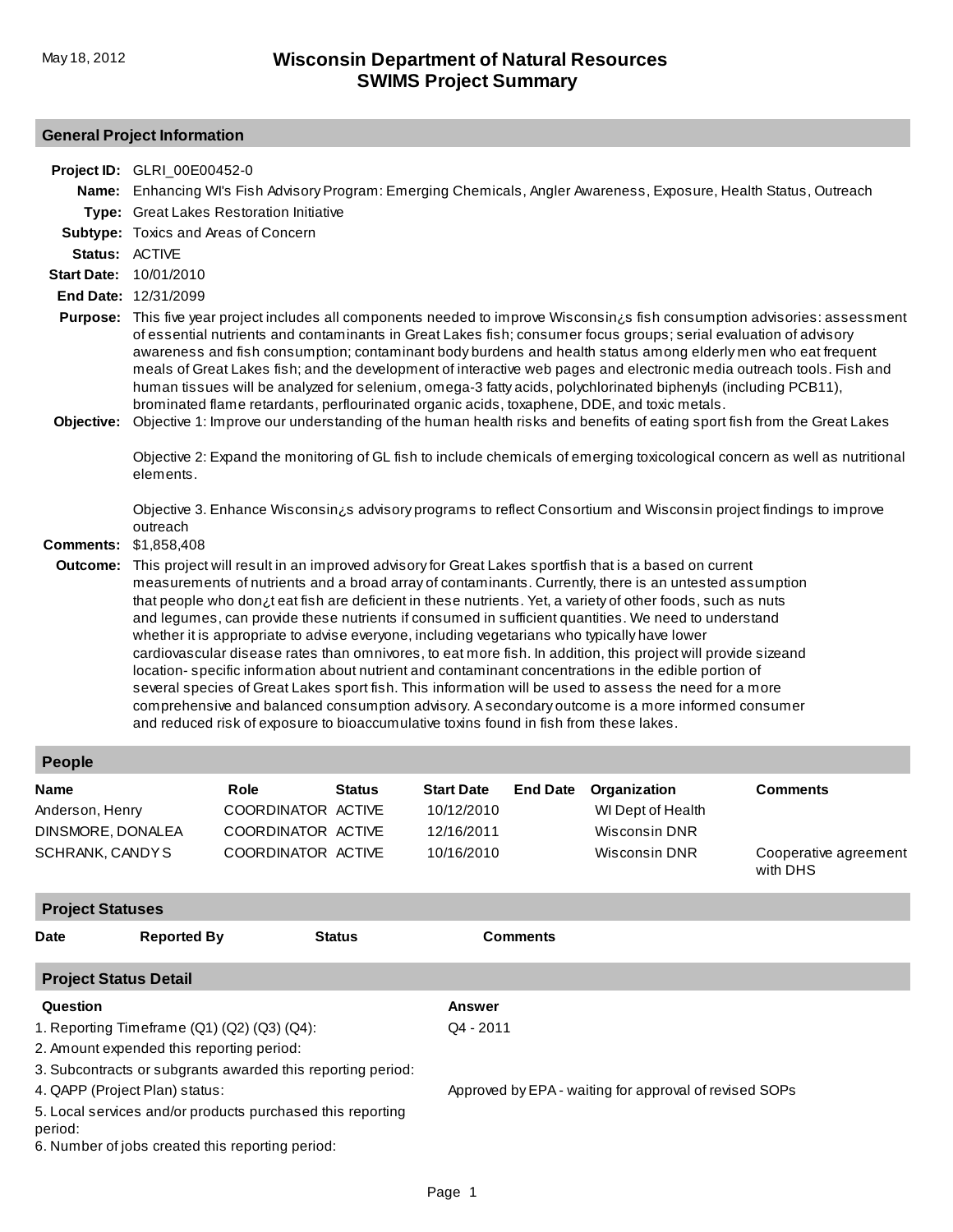# Wisconsin Department of Natural Resources
## SWIMS Project Summary

May 18, 2012

### General Project Information

**Project ID:** GLRI_00E00452-0

**Name:** Enhancing WI's Fish Advisory Program: Emerging Chemicals, Angler Awareness, Exposure, Health Status, Outreach

**Type:** Great Lakes Restoration Initiative

**Subtype:** Toxics and Areas of Concern

**Status:** ACTIVE

**Start Date:** 10/01/2010

**End Date:** 12/31/2099

**Purpose:** This five year project includes all components needed to improve Wisconsin¿s fish consumption advisories: assessment of essential nutrients and contaminants in Great Lakes fish; consumer focus groups; serial evaluation of advisory awareness and fish consumption; contaminant body burdens and health status among elderly men who eat frequent meals of Great Lakes fish; and the development of interactive web pages and electronic media outreach tools. Fish and human tissues will be analyzed for selenium, omega-3 fatty acids, polychlorinated biphenyls (including PCB11), brominated flame retardants, perflourinated organic acids, toxaphene, DDE, and toxic metals.

**Objective:** Objective 1: Improve our understanding of the human health risks and benefits of eating sport fish from the Great Lakes

Objective 2: Expand the monitoring of GL fish to include chemicals of emerging toxicological concern as well as nutritional elements.

Objective 3. Enhance Wisconsin¿s advisory programs to reflect Consortium and Wisconsin project findings to improve outreach

**Comments:** $1,858,408

**Outcome:** This project will result in an improved advisory for Great Lakes sportfish that is a based on current measurements of nutrients and a broad array of contaminants. Currently, there is an untested assumption that people who don¿t eat fish are deficient in these nutrients. Yet, a variety of other foods, such as nuts and legumes, can provide these nutrients if consumed in sufficient quantities. We need to understand whether it is appropriate to advise everyone, including vegetarians who typically have lower cardiovascular disease rates than omnivores, to eat more fish. In addition, this project will provide sizeand location- specific information about nutrient and contaminant concentrations in the edible portion of several species of Great Lakes sport fish. This information will be used to assess the need for a more comprehensive and balanced consumption advisory. A secondary outcome is a more informed consumer and reduced risk of exposure to bioaccumulative toxins found in fish from these lakes.

### People

| Name | Role | Status | Start Date | End Date | Organization | Comments |
|---|---|---|---|---|---|---|
| Anderson, Henry | COORDINATOR | ACTIVE | 10/12/2010 | | WI Dept of Health | |
| DINSMORE, DONALEA | COORDINATOR | ACTIVE | 12/16/2011 | | Wisconsin DNR | |
| SCHRANK, CANDY S | COORDINATOR | ACTIVE | 10/16/2010 | | Wisconsin DNR | Cooperative agreement with DHS |

### Project Statuses

| Date | Reported By | Status | Comments |
|---|---|---|---|

### Project Status Detail

| Question | Answer |
|---|---|
| 1. Reporting Timeframe (Q1) (Q2) (Q3) (Q4): | Q4 - 2011 |
| 2. Amount expended this reporting period: | |
| 3. Subcontracts or subgrants awarded this reporting period: | |
| 4. QAPP (Project Plan) status: | Approved by EPA - waiting for approval of revised SOPs |
| 5. Local services and/or products purchased this reporting period: | |
| 6. Number of jobs created this reporting period: | |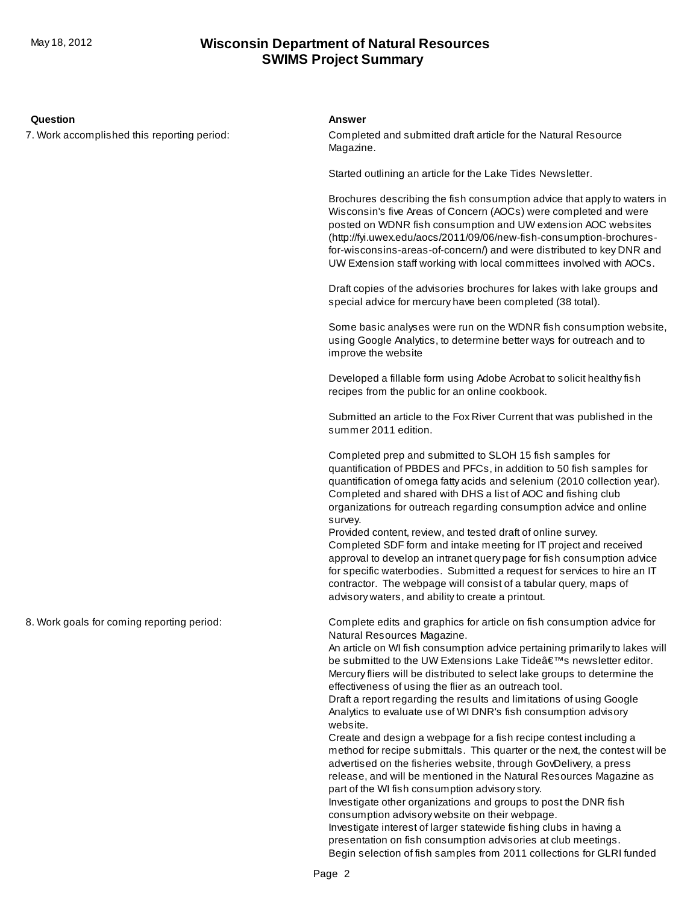| Question | Answer |
| --- | --- |
| 7. Work accomplished this reporting period: | Completed and submitted draft article for the Natural Resource Magazine.<br><br>Started outlining an article for the Lake Tides Newsletter.<br><br>Brochures describing the fish consumption advice that apply to waters in Wisconsin's five Areas of Concern (AOCs) were completed and were posted on WDNR fish consumption and UW extension AOC websites (http://fyi.uwex.edu/aocs/2011/09/06/new-fish-consumption-brochures-for-wisconsins-areas-of-concern/) and were distributed to key DNR and UW Extension staff working with local committees involved with AOCs.<br><br>Draft copies of the advisories brochures for lakes with lake groups and special advice for mercury have been completed (38 total).<br><br>Some basic analyses were run on the WDNR fish consumption website, using Google Analytics, to determine better ways for outreach and to improve the website<br><br>Developed a fillable form using Adobe Acrobat to solicit healthy fish recipes from the public for an online cookbook.<br><br>Submitted an article to the Fox River Current that was published in the summer 2011 edition.<br><br>Completed prep and submitted to SLOH 15 fish samples for quantification of PBDES and PFCs, in addition to 50 fish samples for quantification of omega fatty acids and selenium (2010 collection year).<br>Completed and shared with DHS a list of AOC and fishing club organizations for outreach regarding consumption advice and online survey.<br>Provided content, review, and tested draft of online survey.<br>Completed SDF form and intake meeting for IT project and received approval to develop an intranet query page for fish consumption advice for specific waterbodies. Submitted a request for services to hire an IT contractor. The webpage will consist of a tabular query, maps of advisory waters, and ability to create a printout. |
| 8. Work goals for coming reporting period: | Complete edits and graphics for article on fish consumption advice for Natural Resources Magazine.<br>An article on WI fish consumption advice pertaining primarily to lakes will be submitted to the UW Extensions Lake Tideâ€™s newsletter editor.<br>Mercury fliers will be distributed to select lake groups to determine the effectiveness of using the flier as an outreach tool.<br>Draft a report regarding the results and limitations of using Google Analytics to evaluate use of WI DNR's fish consumption advisory website.<br>Create and design a webpage for a fish recipe contest including a method for recipe submittals. This quarter or the next, the contest will be advertised on the fisheries website, through GovDelivery, a press release, and will be mentioned in the Natural Resources Magazine as part of the WI fish consumption advisory story.<br>Investigate other organizations and groups to post the DNR fish consumption advisory website on their webpage.<br>Investigate interest of larger statewide fishing clubs in having a presentation on fish consumption advisories at club meetings.<br>Begin selection of fish samples from 2011 collections for GLRI funded |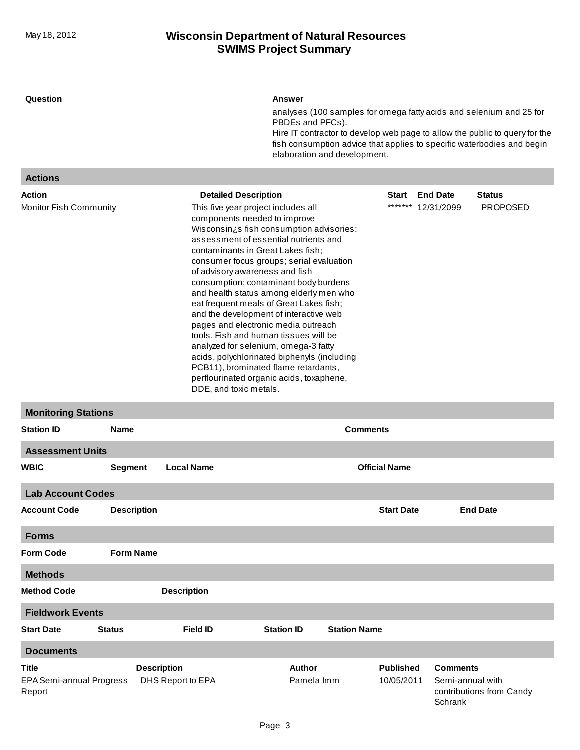| Question | Answer |
|---|---|
| | analyses (100 samples for omega fatty acids and selenium and 25 for PBDEs and PFCs).<br>Hire IT contractor to develop web page to allow the public to query for the fish consumption advice that applies to specific waterbodies and begin elaboration and development. |

## Actions

| Action | Detailed Description | Start | End Date | Status |
|---|---|---|---|---|
| Monitor Fish Community | This five year project includes all components needed to improve Wisconsin¿s fish consumption advisories: assessment of essential nutrients and contaminants in Great Lakes fish; consumer focus groups; serial evaluation of advisory awareness and fish consumption; contaminant body burdens and health status among elderly men who eat frequent meals of Great Lakes fish; and the development of interactive web pages and electronic media outreach tools. Fish and human tissues will be analyzed for selenium, omega-3 fatty acids, polychlorinated biphenyls (including PCB11), brominated flame retardants, perflourinated organic acids, toxaphene, DDE, and toxic metals. | ******* | 12/31/2099 | PROPOSED |

## Monitoring Stations

| Station ID | Name | Comments |
|---|---|---|

## Assessment Units

| WBIC | Segment | Local Name | Official Name |
|---|---|---|---|

## Lab Account Codes

| Account Code | Description | Start Date | End Date |
|---|---|---|---|

## Forms

| Form Code | Form Name |
|---|---|

## Methods

| Method Code | Description |
|---|---|

## Fieldwork Events

| Start Date | Status | Field ID | Station ID | Station Name |
|---|---|---|---|---|

## Documents

| Title | Description | Author | Published | Comments |
|---|---|---|---|---|
| EPA Semi-annual Progress Report | DHS Report to EPA | Pamela Imm | 10/05/2011 | Semi-annual with contributions from Candy Schrank |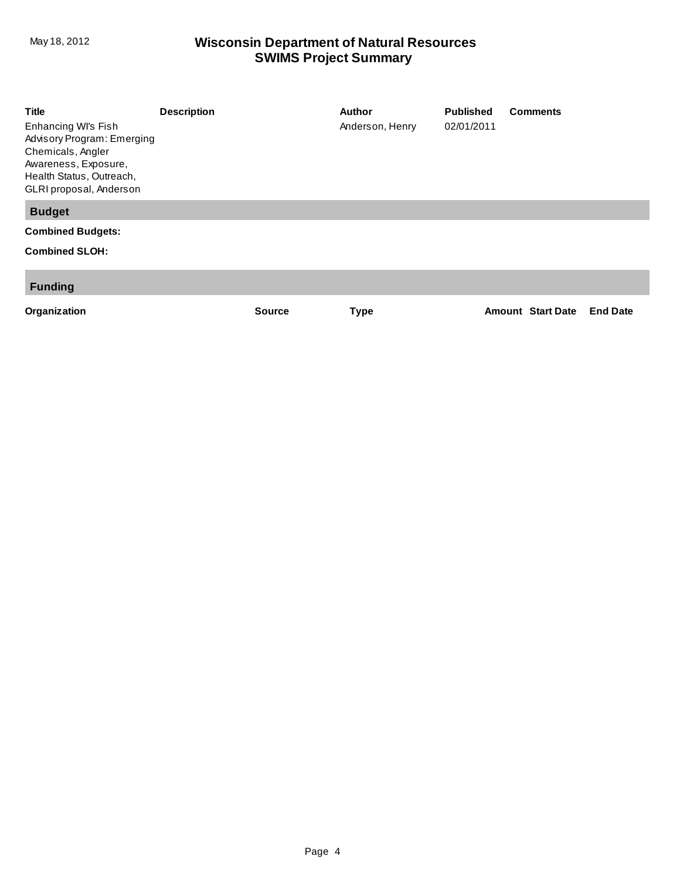| Title | Description | Author | Published | Comments |
| --- | --- | --- | --- | --- |
| Enhancing WI's Fish Advisory Program: Emerging Chemicals, Angler Awareness, Exposure, Health Status, Outreach, GLRI proposal, Anderson | | Anderson, Henry | 02/01/2011 | |

## Budget

**Combined Budgets:**

**Combined SLOH:**

## Funding

| Organization | Source | Type | Amount | Start Date | End Date |
| --- | --- | --- | --- | --- | --- |